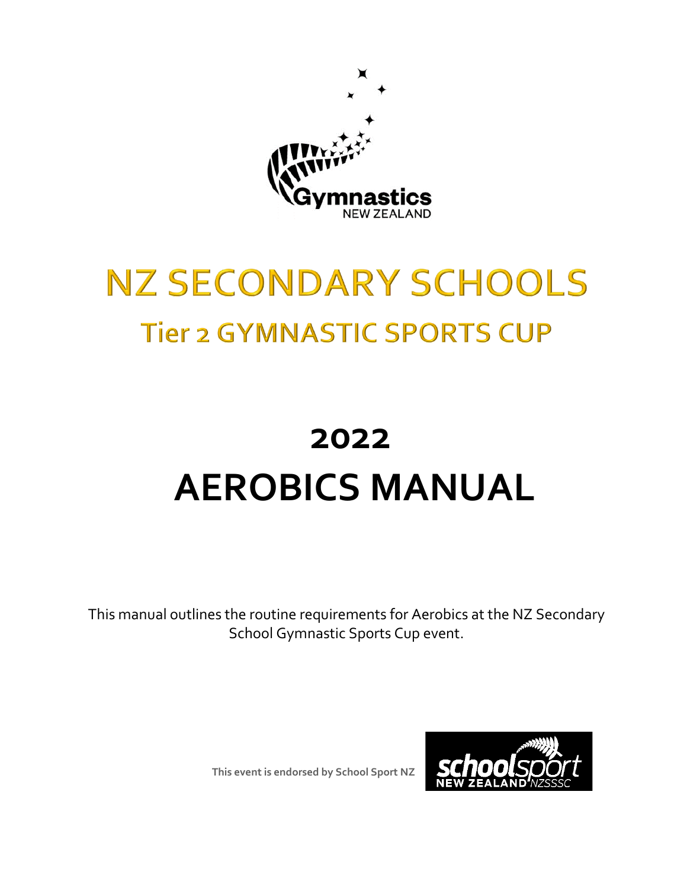Gymnastics
NEW ZEALAND

# NZ SECONDARY SCHOOLS

## Tier 2 GYMNASTIC SPORTS CUP

# 2022
# AEROBICS MANUAL

This manual outlines the routine requirements for Aerobics at the NZ Secondary School Gymnastic Sports Cup event.

**This event is endorsed by School Sport NZ**

schoolsport NEW ZEALAND NZSSSC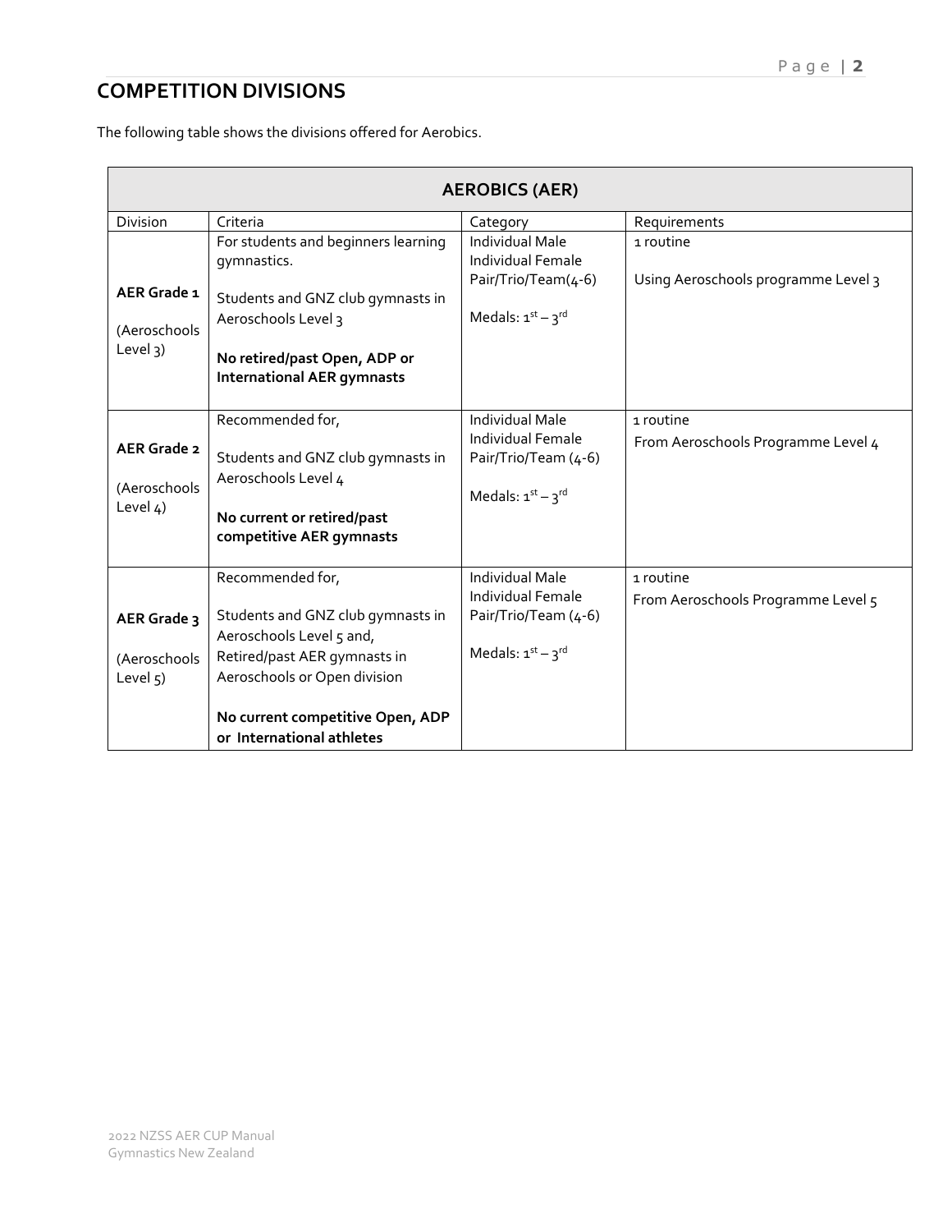## COMPETITION DIVISIONS

The following table shows the divisions offered for Aerobics.

| AEROBICS (AER) | | | |
|---|---|---|---|
| Division | Criteria | Category | Requirements |
| **AER Grade 1**<br><br>(Aeroschools Level 3) | For students and beginners learning gymnastics.<br><br>Students and GNZ club gymnasts in Aeroschools Level 3<br><br>**No retired/past Open, ADP or International AER gymnasts** | Individual Male<br>Individual Female<br>Pair/Trio/Team(4-6)<br><br>Medals: 1st – 3rd | 1 routine<br><br>Using Aeroschools programme Level 3 |
| **AER Grade 2**<br><br>(Aeroschools Level 4) | Recommended for,<br><br>Students and GNZ club gymnasts in Aeroschools Level 4<br><br>**No current or retired/past competitive AER gymnasts** | Individual Male<br>Individual Female<br>Pair/Trio/Team (4-6)<br><br>Medals: 1st – 3rd | 1 routine<br>From Aeroschools Programme Level 4 |
| **AER Grade 3**<br><br>(Aeroschools Level 5) | Recommended for,<br><br>Students and GNZ club gymnasts in Aeroschools Level 5 and,<br>Retired/past AER gymnasts in Aeroschools or Open division<br><br>**No current competitive Open, ADP or International athletes** | Individual Male<br>Individual Female<br>Pair/Trio/Team (4-6)<br><br>Medals: 1st – 3rd | 1 routine<br>From Aeroschools Programme Level 5 |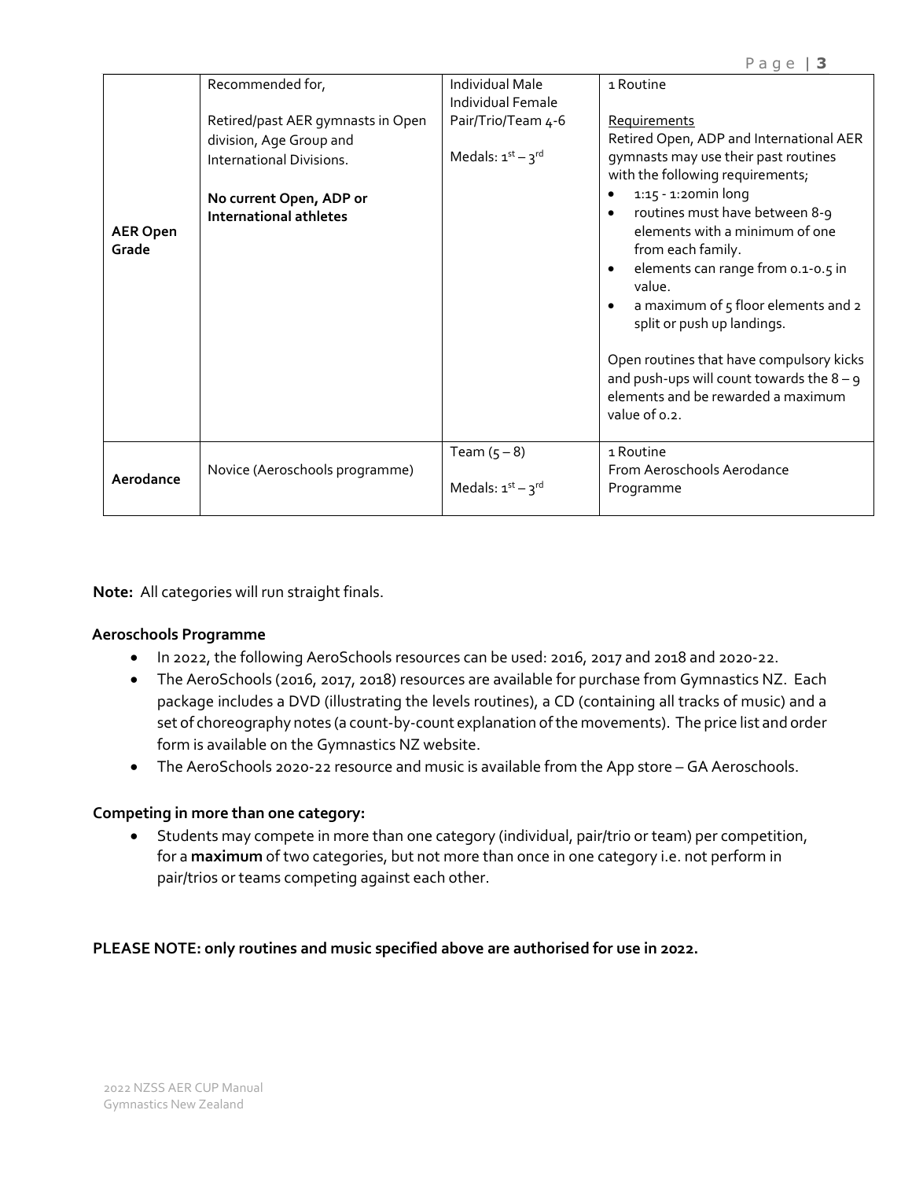| | | | |
|---|---|---|---|
| **AER Open Grade** | Recommended for,<br><br>Retired/past AER gymnasts in Open division, Age Group and International Divisions.<br><br>**No current Open, ADP or International athletes** | Individual Male<br>Individual Female<br>Pair/Trio/Team 4-6<br><br>Medals: 1st – 3rd | 1 Routine<br><br>Requirements<br>Retired Open, ADP and International AER gymnasts may use their past routines with the following requirements;<br>• 1:15 - 1:20min long<br>• routines must have between 8-9 elements with a minimum of one from each family.<br>• elements can range from 0.1-0.5 in value.<br>• a maximum of 5 floor elements and 2 split or push up landings.<br><br>Open routines that have compulsory kicks and push-ups will count towards the 8 – 9 elements and be rewarded a maximum value of 0.2. |
| **Aerodance** | Novice (Aeroschools programme) | Team (5 – 8)<br><br>Medals: 1st – 3rd | 1 Routine<br>From Aeroschools Aerodance Programme |

**Note:** All categories will run straight finals.

**Aeroschools Programme**

- In 2022, the following AeroSchools resources can be used: 2016, 2017 and 2018 and 2020-22.
- The AeroSchools (2016, 2017, 2018) resources are available for purchase from Gymnastics NZ. Each package includes a DVD (illustrating the levels routines), a CD (containing all tracks of music) and a set of choreography notes (a count-by-count explanation of the movements). The price list and order form is available on the Gymnastics NZ website.
- The AeroSchools 2020-22 resource and music is available from the App store – GA Aeroschools.

**Competing in more than one category:**

- Students may compete in more than one category (individual, pair/trio or team) per competition, for a **maximum** of two categories, but not more than once in one category i.e. not perform in pair/trios or teams competing against each other.

**PLEASE NOTE: only routines and music specified above are authorised for use in 2022.**